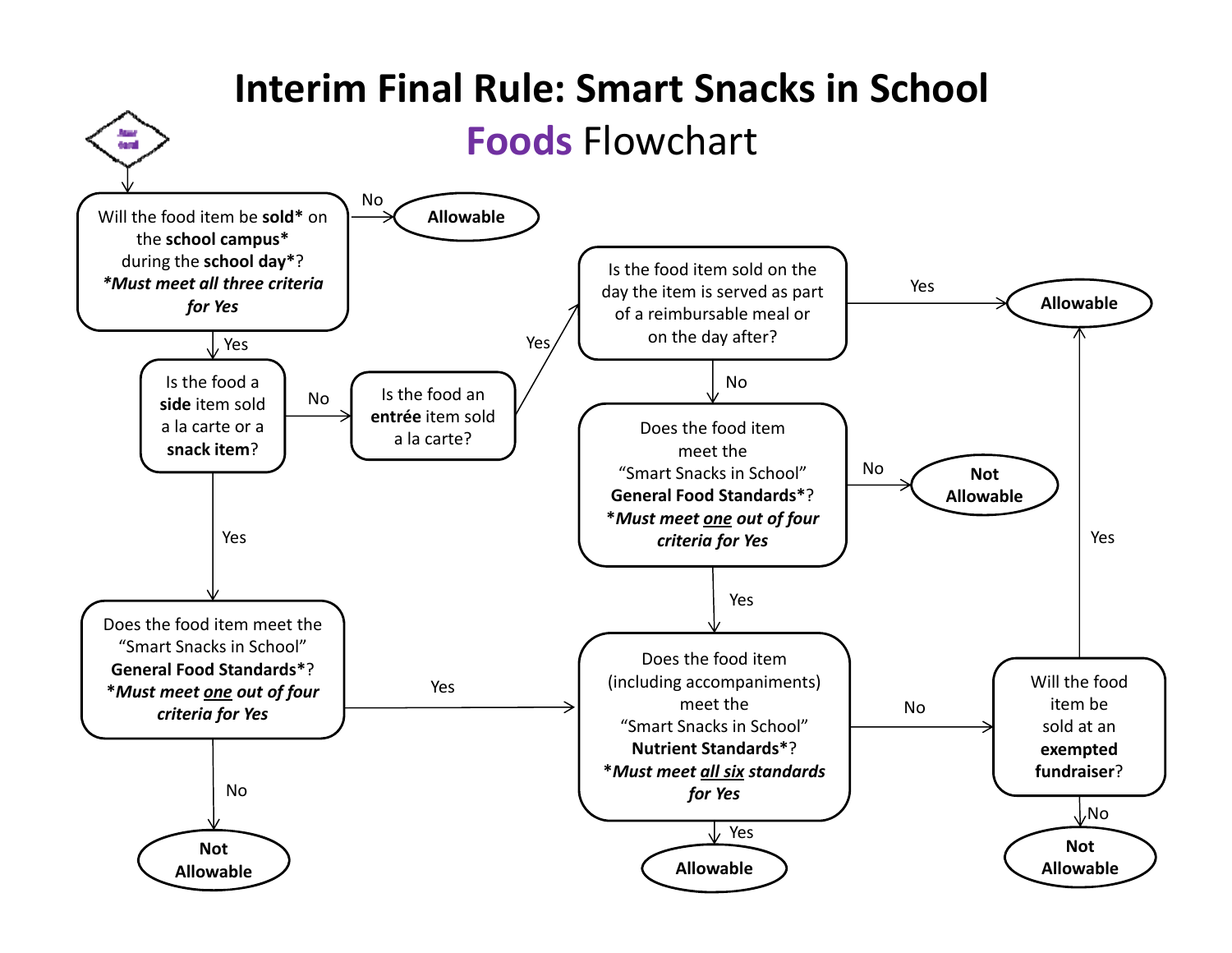# Interim Final Rule: Smart Snacks in School

## Foods Flowchart

Start here

Will the food item be **sold*** on the **school campus*** during the **school day***?
***Must meet all three criteria for Yes***

- No → **Allowable**
- Yes → Is the food a **side** item sold a la carte or a **snack item**?
  - Yes → Does the food item meet the "Smart Snacks in School" **General Food Standards***? ***Must meet one out of four criteria for Yes***
    - No → **Not Allowable**
    - Yes → Does the food item (including accompaniments) meet the "Smart Snacks in School" **Nutrient Standards***? ***Must meet all six standards for Yes***
  - No → Is the food an **entrée** item sold a la carte?
    - Yes → Is the food item sold on the day the item is served as part of a reimbursable meal or on the day after?
      - Yes → **Allowable**
      - No → Does the food item meet the "Smart Snacks in School" **General Food Standards***? ***Must meet one out of four criteria for Yes***
        - No → **Not Allowable**
        - Yes → Does the food item (including accompaniments) meet the "Smart Snacks in School" **Nutrient Standards***? ***Must meet all six standards for Yes***

Does the food item (including accompaniments) meet the "Smart Snacks in School" **Nutrient Standards***? ***Must meet all six standards for Yes***

- Yes → **Allowable**
- No → Will the food item be sold at an **exempted fundraiser**?
  - Yes → **Allowable**
  - No → **Not Allowable**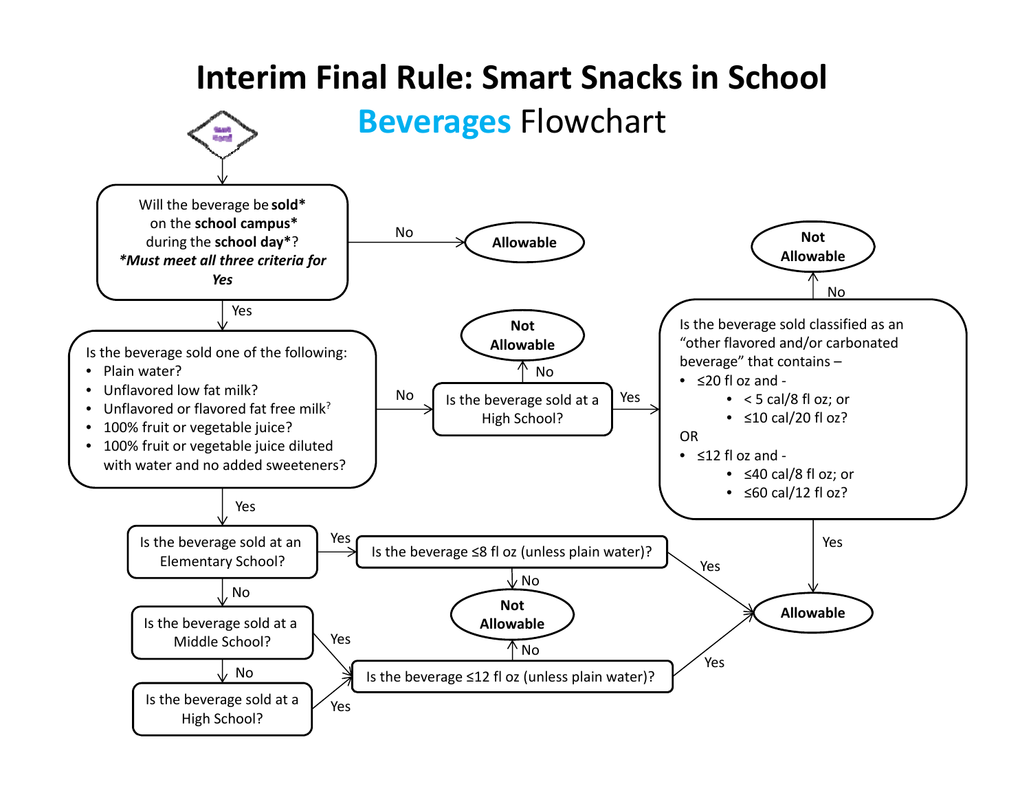# Interim Final Rule: Smart Snacks in School

## Beverages Flowchart

Start Here

**Will the beverage be sold* on the school campus* during the school day*?**
***Must meet all three criteria for Yes***

- No → **Allowable**
- Yes → **Is the beverage sold one of the following:**
  - Plain water?
  - Unflavored low fat milk?
  - Unflavored or flavored fat free milk?
  - 100% fruit or vegetable juice?
  - 100% fruit or vegetable juice diluted with water and no added sweeteners?

**If No → Is the beverage sold at a High School?**

- No → **Not Allowable**
- Yes → **Is the beverage sold classified as an "other flavored and/or carbonated beverage" that contains –**
  - ≤20 fl oz and -
    - < 5 cal/8 fl oz; or
    - ≤10 cal/20 fl oz?

  OR

  - ≤12 fl oz and -
    - ≤40 cal/8 fl oz; or
    - ≤60 cal/12 fl oz?

  - No → **Not Allowable**
  - Yes → **Allowable**

**If Yes → Is the beverage sold at an Elementary School?**

- Yes → **Is the beverage ≤8 fl oz (unless plain water)?**
  - Yes → **Allowable**
  - No → **Not Allowable**
- No → **Is the beverage sold at a Middle School?**
  - Yes → **Is the beverage ≤12 fl oz (unless plain water)?**
  - No → **Is the beverage sold at a High School?**
    - Yes → **Is the beverage ≤12 fl oz (unless plain water)?**

**Is the beverage ≤12 fl oz (unless plain water)?**

- Yes → **Allowable**
- No → **Not Allowable**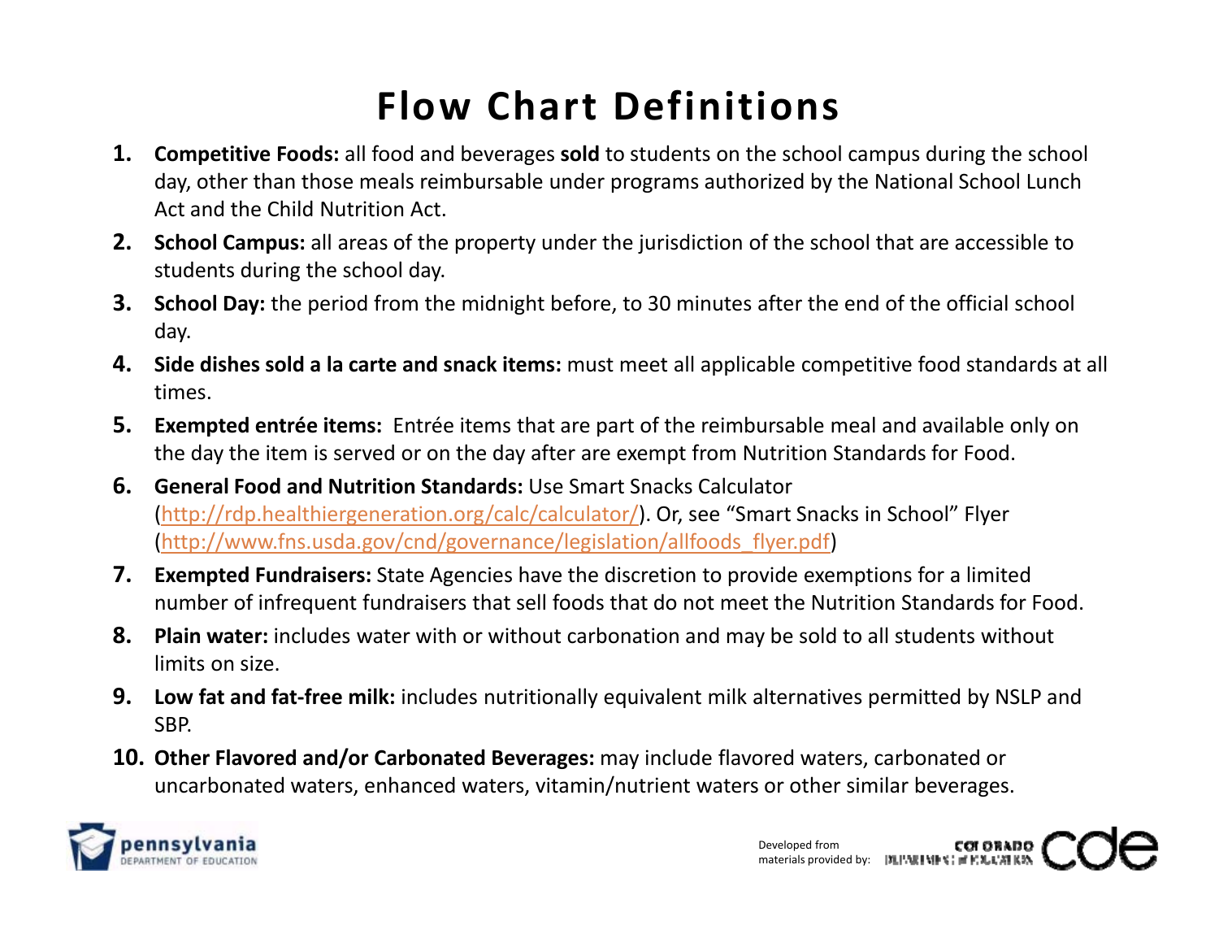# Flow Chart Definitions

1. **Competitive Foods:** all food and beverages **sold** to students on the school campus during the school day, other than those meals reimbursable under programs authorized by the National School Lunch Act and the Child Nutrition Act.
2. **School Campus:** all areas of the property under the jurisdiction of the school that are accessible to students during the school day.
3. **School Day:** the period from the midnight before, to 30 minutes after the end of the official school day.
4. **Side dishes sold a la carte and snack items:** must meet all applicable competitive food standards at all times.
5. **Exempted entrée items:** Entrée items that are part of the reimbursable meal and available only on the day the item is served or on the day after are exempt from Nutrition Standards for Food.
6. **General Food and Nutrition Standards:** Use Smart Snacks Calculator (http://rdp.healthiergeneration.org/calc/calculator/). Or, see "Smart Snacks in School" Flyer (http://www.fns.usda.gov/cnd/governance/legislation/allfoods_flyer.pdf)
7. **Exempted Fundraisers:** State Agencies have the discretion to provide exemptions for a limited number of infrequent fundraisers that sell foods that do not meet the Nutrition Standards for Food.
8. **Plain water:** includes water with or without carbonation and may be sold to all students without limits on size.
9. **Low fat and fat-free milk:** includes nutritionally equivalent milk alternatives permitted by NSLP and SBP.
10. **Other Flavored and/or Carbonated Beverages:** may include flavored waters, carbonated or uncarbonated waters, enhanced waters, vitamin/nutrient waters or other similar beverages.

pennsylvania DEPARTMENT OF EDUCATION

Developed from materials provided by: COLORADO DEPARTMENT of EDUCATION cde